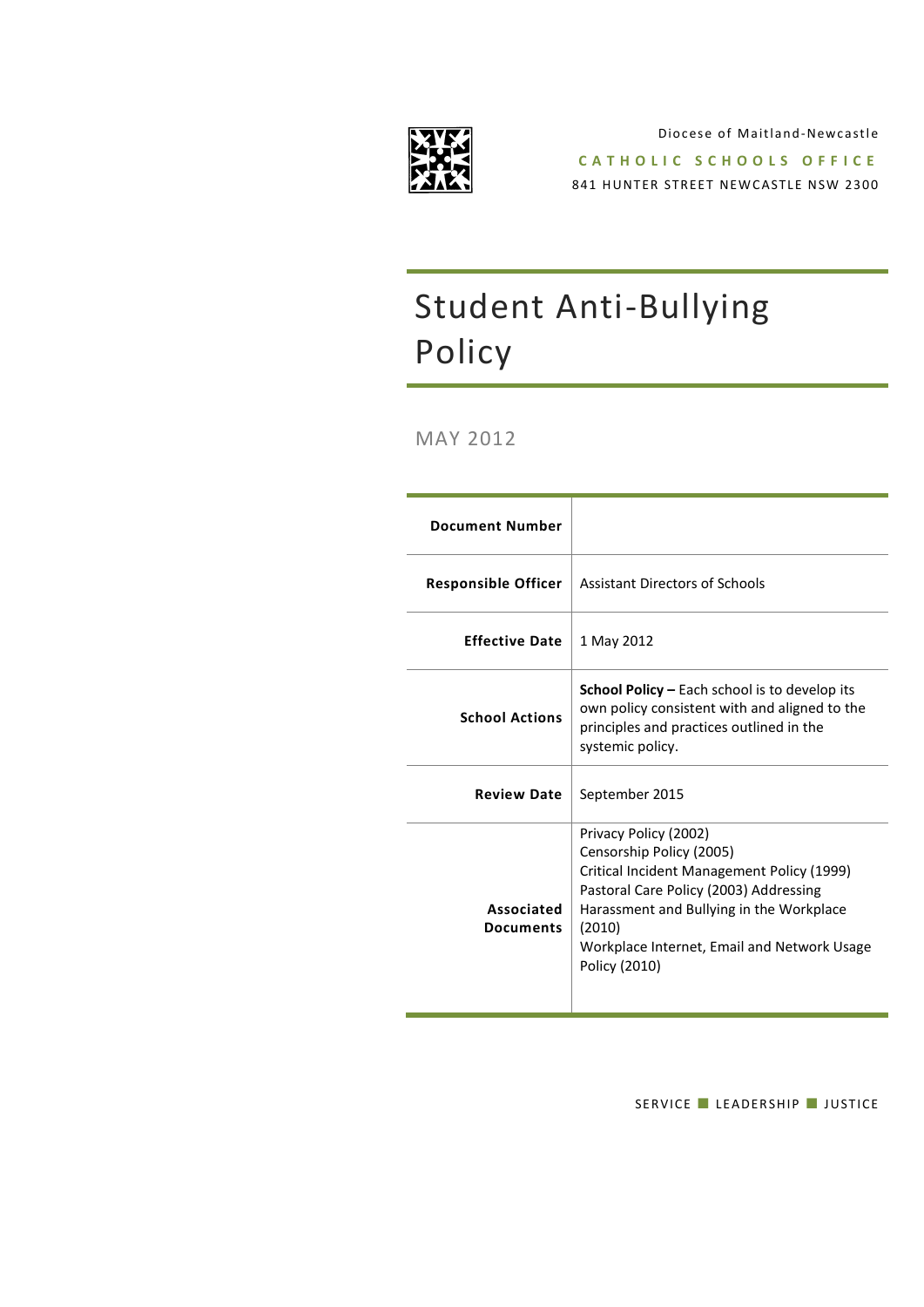Diocese of Maitland-Newcastle

**CATHOLIC SCHOOLS OFFICE**

841 HUNTER STREET NEWCASTLE NSW 2300

# Student Anti-Bullying Policy

MAY 2012

| | |
|---|---|
| **Document Number** | |
| **Responsible Officer** | Assistant Directors of Schools |
| **Effective Date** | 1 May 2012 |
| **School Actions** | **School Policy –** Each school is to develop its own policy consistent with and aligned to the principles and practices outlined in the systemic policy. |
| **Review Date** | September 2015 |
| **Associated Documents** | Privacy Policy (2002)<br>Censorship Policy (2005)<br>Critical Incident Management Policy (1999)<br>Pastoral Care Policy (2003) Addressing Harassment and Bullying in the Workplace (2010)<br>Workplace Internet, Email and Network Usage Policy (2010) |

SERVICE ■ LEADERSHIP ■ JUSTICE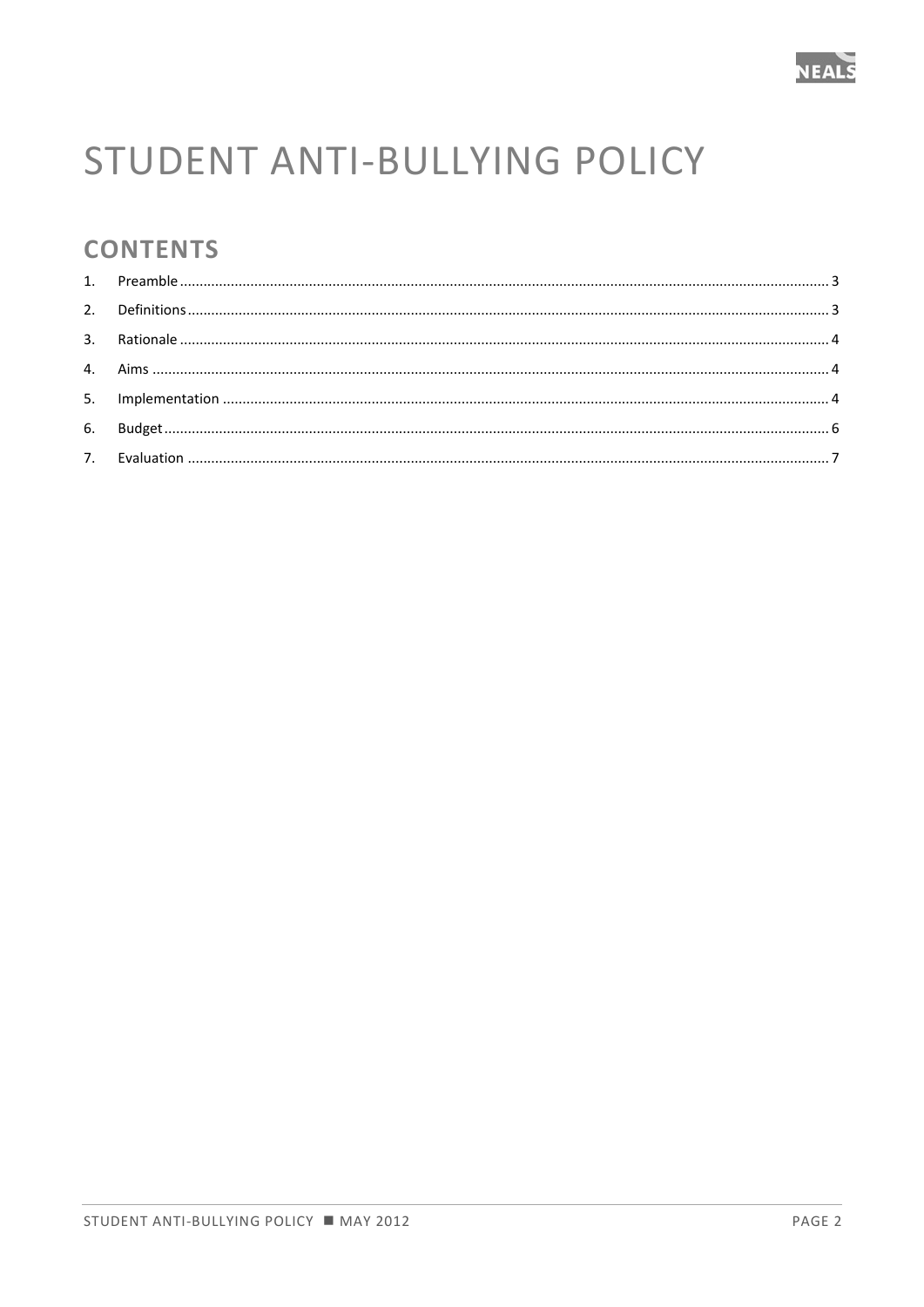# STUDENT ANTI-BULLYING POLICY

## CONTENTS

1. Preamble .......... 3
2. Definitions .......... 3
3. Rationale .......... 4
4. Aims .......... 4
5. Implementation .......... 4
6. Budget .......... 6
7. Evaluation .......... 7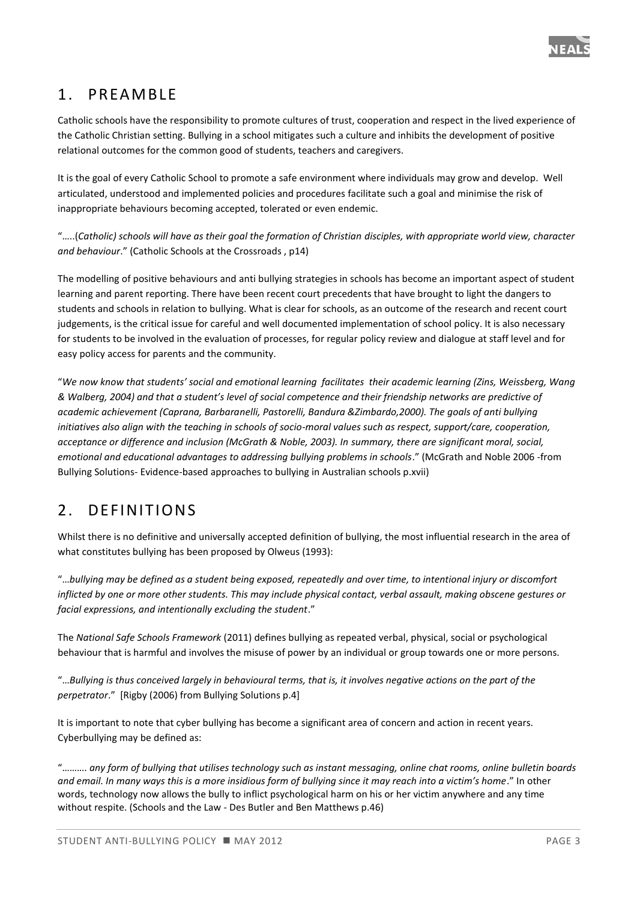## 1. PREAMBLE

Catholic schools have the responsibility to promote cultures of trust, cooperation and respect in the lived experience of the Catholic Christian setting. Bullying in a school mitigates such a culture and inhibits the development of positive relational outcomes for the common good of students, teachers and caregivers.

It is the goal of every Catholic School to promote a safe environment where individuals may grow and develop. Well articulated, understood and implemented policies and procedures facilitate such a goal and minimise the risk of inappropriate behaviours becoming accepted, tolerated or even endemic.

"…..(*Catholic) schools will have as their goal the formation of Christian disciples, with appropriate world view, character and behaviour*." (Catholic Schools at the Crossroads , p14)

The modelling of positive behaviours and anti bullying strategies in schools has become an important aspect of student learning and parent reporting. There have been recent court precedents that have brought to light the dangers to students and schools in relation to bullying. What is clear for schools, as an outcome of the research and recent court judgements, is the critical issue for careful and well documented implementation of school policy. It is also necessary for students to be involved in the evaluation of processes, for regular policy review and dialogue at staff level and for easy policy access for parents and the community.

"*We now know that students' social and emotional learning facilitates their academic learning (Zins, Weissberg, Wang & Walberg, 2004) and that a student's level of social competence and their friendship networks are predictive of academic achievement (Caprana, Barbaranelli, Pastorelli, Bandura &Zimbardo,2000). The goals of anti bullying initiatives also align with the teaching in schools of socio-moral values such as respect, support/care, cooperation, acceptance or difference and inclusion (McGrath & Noble, 2003). In summary, there are significant moral, social, emotional and educational advantages to addressing bullying problems in schools*." (McGrath and Noble 2006 -from Bullying Solutions- Evidence-based approaches to bullying in Australian schools p.xvii)

## 2. DEFINITIONS

Whilst there is no definitive and universally accepted definition of bullying, the most influential research in the area of what constitutes bullying has been proposed by Olweus (1993):

"…*bullying may be defined as a student being exposed, repeatedly and over time, to intentional injury or discomfort inflicted by one or more other students. This may include physical contact, verbal assault, making obscene gestures or facial expressions, and intentionally excluding the student*."

The *National Safe Schools Framework* (2011) defines bullying as repeated verbal, physical, social or psychological behaviour that is harmful and involves the misuse of power by an individual or group towards one or more persons.

"…*Bullying is thus conceived largely in behavioural terms, that is, it involves negative actions on the part of the perpetrator*." [Rigby (2006) from Bullying Solutions p.4]

It is important to note that cyber bullying has become a significant area of concern and action in recent years. Cyberbullying may be defined as:

"………. *any form of bullying that utilises technology such as instant messaging, online chat rooms, online bulletin boards and email. In many ways this is a more insidious form of bullying since it may reach into a victim's home*." In other words, technology now allows the bully to inflict psychological harm on his or her victim anywhere and any time without respite. (Schools and the Law - Des Butler and Ben Matthews p.46)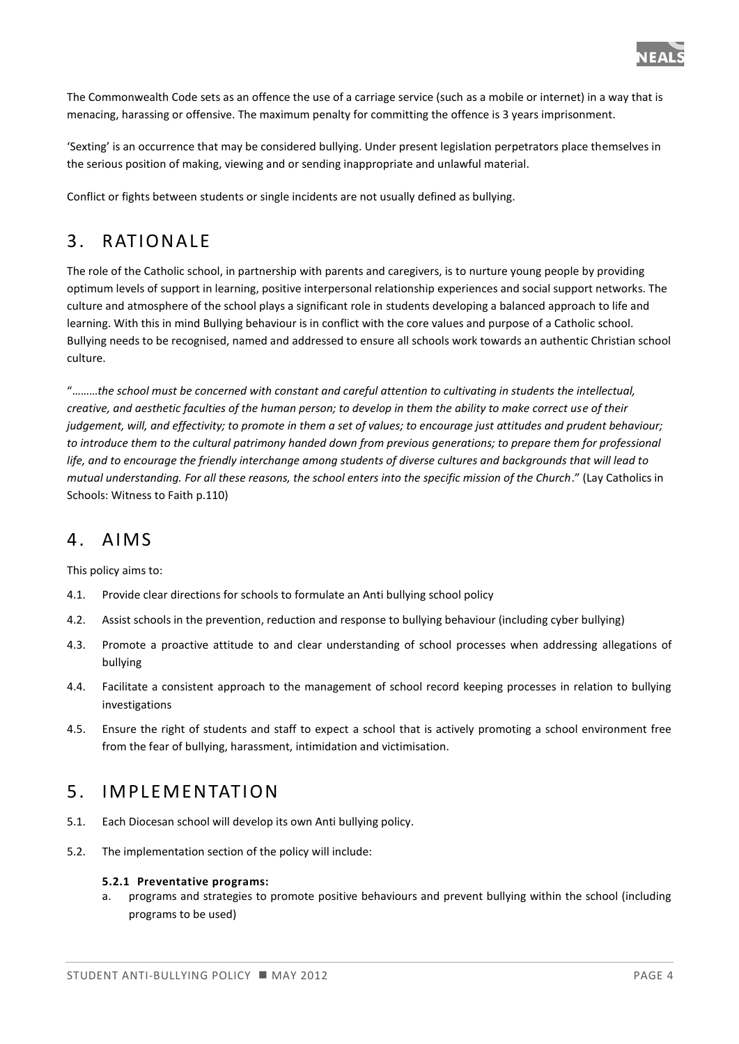The Commonwealth Code sets as an offence the use of a carriage service (such as a mobile or internet) in a way that is menacing, harassing or offensive. The maximum penalty for committing the offence is 3 years imprisonment.

'Sexting' is an occurrence that may be considered bullying. Under present legislation perpetrators place themselves in the serious position of making, viewing and or sending inappropriate and unlawful material.

Conflict or fights between students or single incidents are not usually defined as bullying.

## 3. RATIONALE

The role of the Catholic school, in partnership with parents and caregivers, is to nurture young people by providing optimum levels of support in learning, positive interpersonal relationship experiences and social support networks. The culture and atmosphere of the school plays a significant role in students developing a balanced approach to life and learning. With this in mind Bullying behaviour is in conflict with the core values and purpose of a Catholic school. Bullying needs to be recognised, named and addressed to ensure all schools work towards an authentic Christian school culture.

"*………the school must be concerned with constant and careful attention to cultivating in students the intellectual, creative, and aesthetic faculties of the human person; to develop in them the ability to make correct use of their judgement, will, and effectivity; to promote in them a set of values; to encourage just attitudes and prudent behaviour; to introduce them to the cultural patrimony handed down from previous generations; to prepare them for professional life, and to encourage the friendly interchange among students of diverse cultures and backgrounds that will lead to mutual understanding. For all these reasons, the school enters into the specific mission of the Church*." (Lay Catholics in Schools: Witness to Faith p.110)

## 4. AIMS

This policy aims to:

4.1. Provide clear directions for schools to formulate an Anti bullying school policy

4.2. Assist schools in the prevention, reduction and response to bullying behaviour (including cyber bullying)

4.3. Promote a proactive attitude to and clear understanding of school processes when addressing allegations of bullying

4.4. Facilitate a consistent approach to the management of school record keeping processes in relation to bullying investigations

4.5. Ensure the right of students and staff to expect a school that is actively promoting a school environment free from the fear of bullying, harassment, intimidation and victimisation.

## 5. IMPLEMENTATION

5.1. Each Diocesan school will develop its own Anti bullying policy.

5.2. The implementation section of the policy will include:

**5.2.1 Preventative programs:**

a. programs and strategies to promote positive behaviours and prevent bullying within the school (including programs to be used)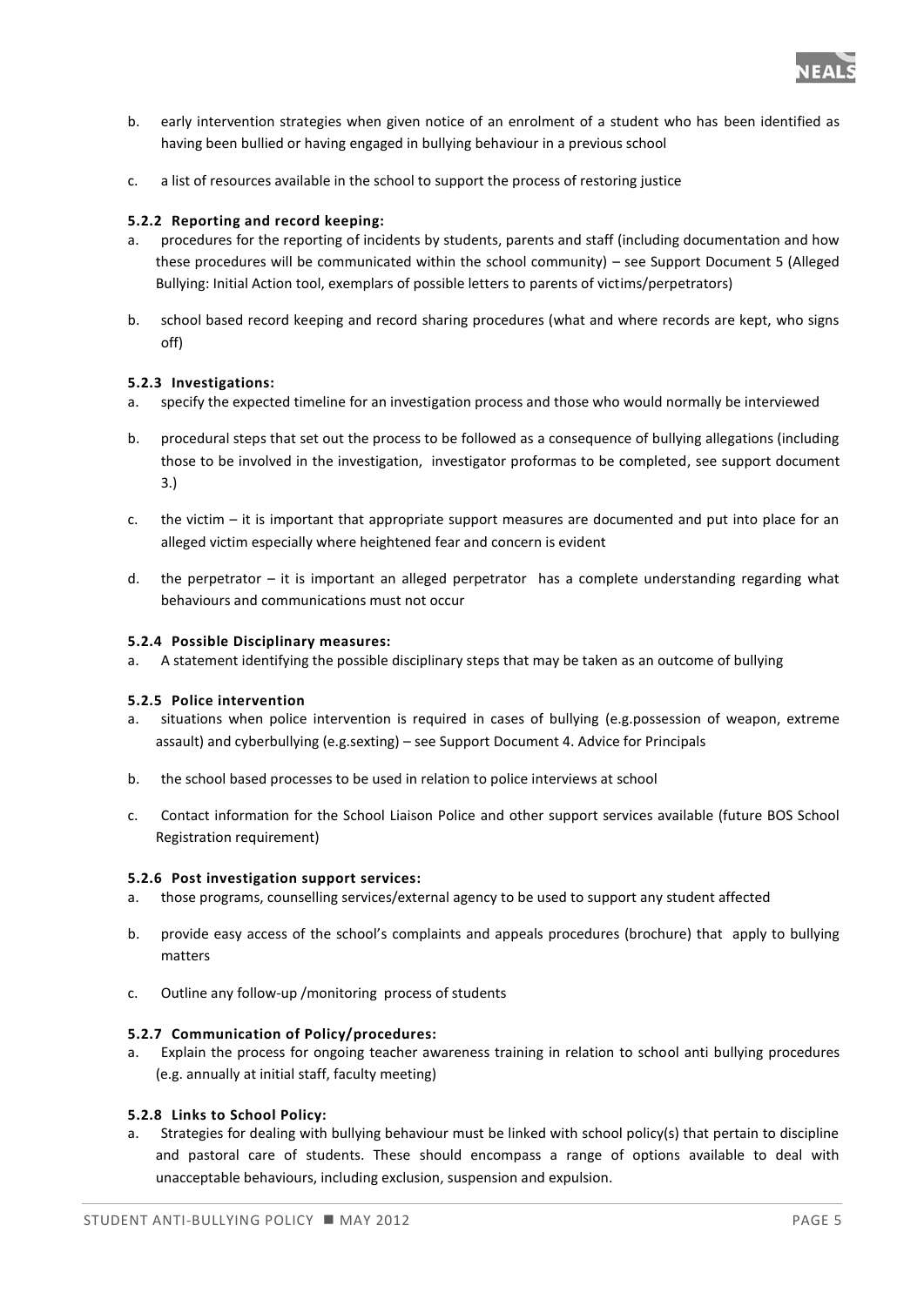b. early intervention strategies when given notice of an enrolment of a student who has been identified as having been bullied or having engaged in bullying behaviour in a previous school

c. a list of resources available in the school to support the process of restoring justice

#### 5.2.2 Reporting and record keeping:

a. procedures for the reporting of incidents by students, parents and staff (including documentation and how these procedures will be communicated within the school community) – see Support Document 5 (Alleged Bullying: Initial Action tool, exemplars of possible letters to parents of victims/perpetrators)

b. school based record keeping and record sharing procedures (what and where records are kept, who signs off)

#### 5.2.3 Investigations:

a. specify the expected timeline for an investigation process and those who would normally be interviewed

b. procedural steps that set out the process to be followed as a consequence of bullying allegations (including those to be involved in the investigation, investigator proformas to be completed, see support document 3.)

c. the victim – it is important that appropriate support measures are documented and put into place for an alleged victim especially where heightened fear and concern is evident

d. the perpetrator – it is important an alleged perpetrator has a complete understanding regarding what behaviours and communications must not occur

#### 5.2.4 Possible Disciplinary measures:

a. A statement identifying the possible disciplinary steps that may be taken as an outcome of bullying

#### 5.2.5 Police intervention

a. situations when police intervention is required in cases of bullying (e.g.possession of weapon, extreme assault) and cyberbullying (e.g.sexting) – see Support Document 4. Advice for Principals

b. the school based processes to be used in relation to police interviews at school

c. Contact information for the School Liaison Police and other support services available (future BOS School Registration requirement)

#### 5.2.6 Post investigation support services:

a. those programs, counselling services/external agency to be used to support any student affected

b. provide easy access of the school's complaints and appeals procedures (brochure) that apply to bullying matters

c. Outline any follow-up /monitoring process of students

#### 5.2.7 Communication of Policy/procedures:

a. Explain the process for ongoing teacher awareness training in relation to school anti bullying procedures (e.g. annually at initial staff, faculty meeting)

#### 5.2.8 Links to School Policy:

a. Strategies for dealing with bullying behaviour must be linked with school policy(s) that pertain to discipline and pastoral care of students. These should encompass a range of options available to deal with unacceptable behaviours, including exclusion, suspension and expulsion.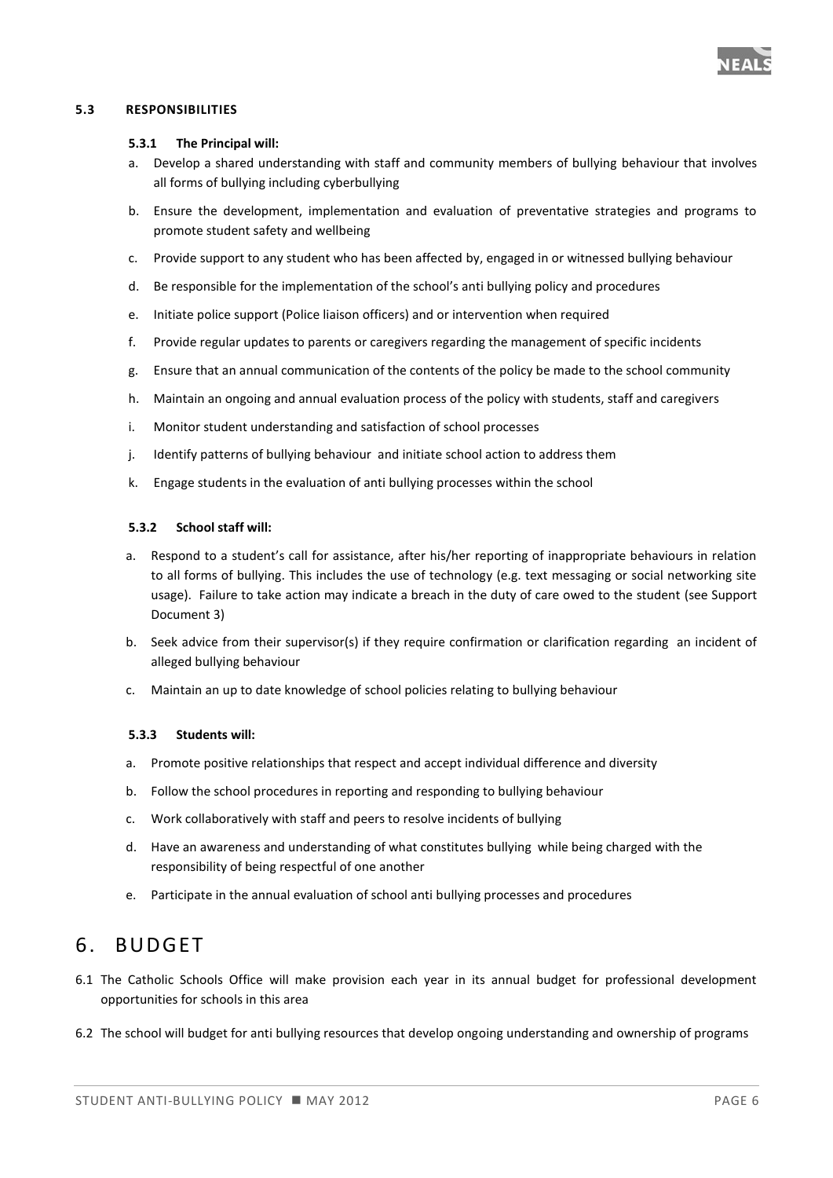### 5.3 RESPONSIBILITIES

#### 5.3.1 The Principal will:

a. Develop a shared understanding with staff and community members of bullying behaviour that involves all forms of bullying including cyberbullying

b. Ensure the development, implementation and evaluation of preventative strategies and programs to promote student safety and wellbeing

c. Provide support to any student who has been affected by, engaged in or witnessed bullying behaviour

d. Be responsible for the implementation of the school's anti bullying policy and procedures

e. Initiate police support (Police liaison officers) and or intervention when required

f. Provide regular updates to parents or caregivers regarding the management of specific incidents

g. Ensure that an annual communication of the contents of the policy be made to the school community

h. Maintain an ongoing and annual evaluation process of the policy with students, staff and caregivers

i. Monitor student understanding and satisfaction of school processes

j. Identify patterns of bullying behaviour and initiate school action to address them

k. Engage students in the evaluation of anti bullying processes within the school

#### 5.3.2 School staff will:

a. Respond to a student's call for assistance, after his/her reporting of inappropriate behaviours in relation to all forms of bullying. This includes the use of technology (e.g. text messaging or social networking site usage). Failure to take action may indicate a breach in the duty of care owed to the student (see Support Document 3)

b. Seek advice from their supervisor(s) if they require confirmation or clarification regarding an incident of alleged bullying behaviour

c. Maintain an up to date knowledge of school policies relating to bullying behaviour

#### 5.3.3 Students will:

a. Promote positive relationships that respect and accept individual difference and diversity

b. Follow the school procedures in reporting and responding to bullying behaviour

c. Work collaboratively with staff and peers to resolve incidents of bullying

d. Have an awareness and understanding of what constitutes bullying while being charged with the responsibility of being respectful of one another

e. Participate in the annual evaluation of school anti bullying processes and procedures

# 6. BUDGET

6.1 The Catholic Schools Office will make provision each year in its annual budget for professional development opportunities for schools in this area

6.2 The school will budget for anti bullying resources that develop ongoing understanding and ownership of programs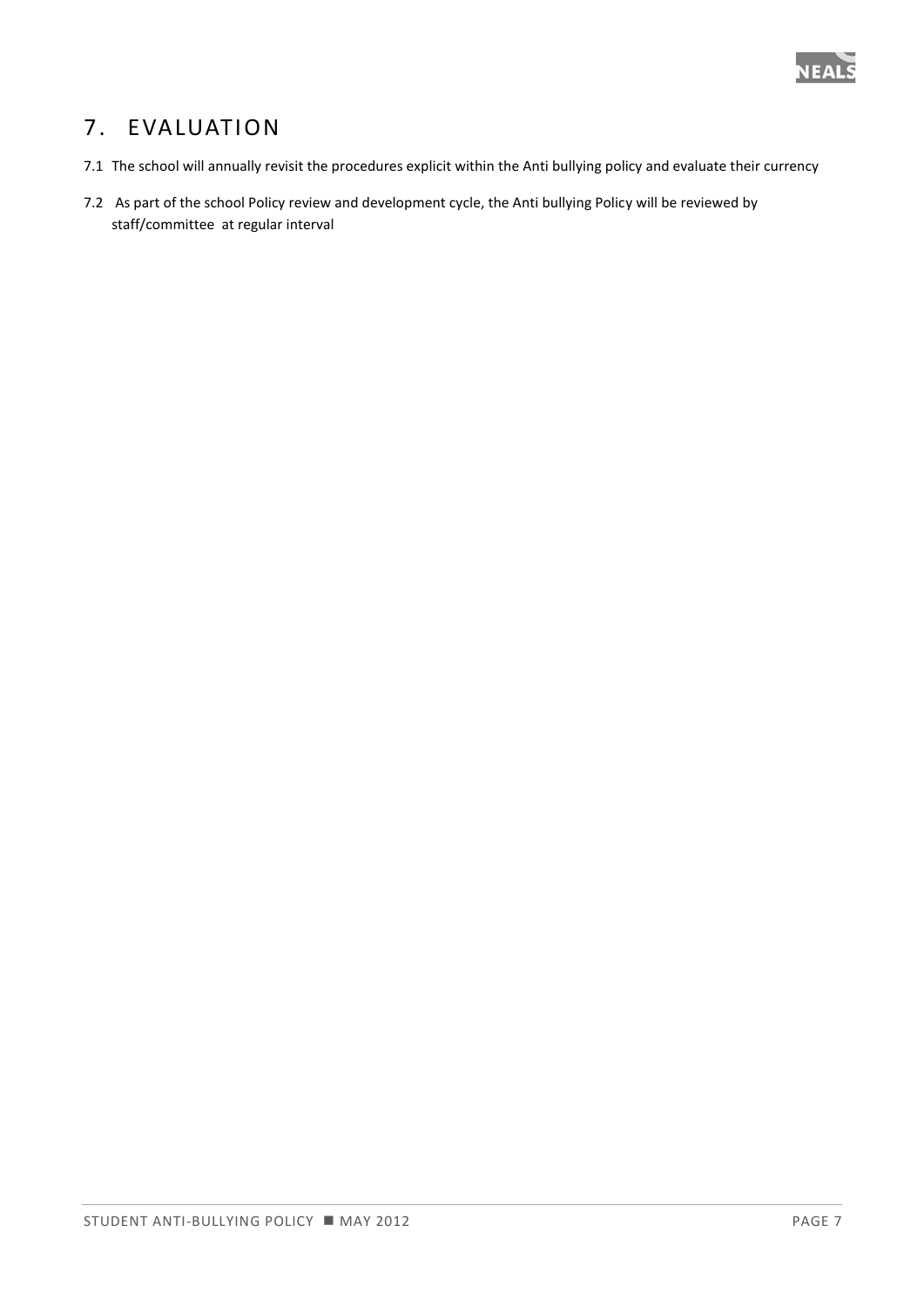## 7. EVALUATION

7.1 The school will annually revisit the procedures explicit within the Anti bullying policy and evaluate their currency

7.2 As part of the school Policy review and development cycle, the Anti bullying Policy will be reviewed by staff/committee at regular interval